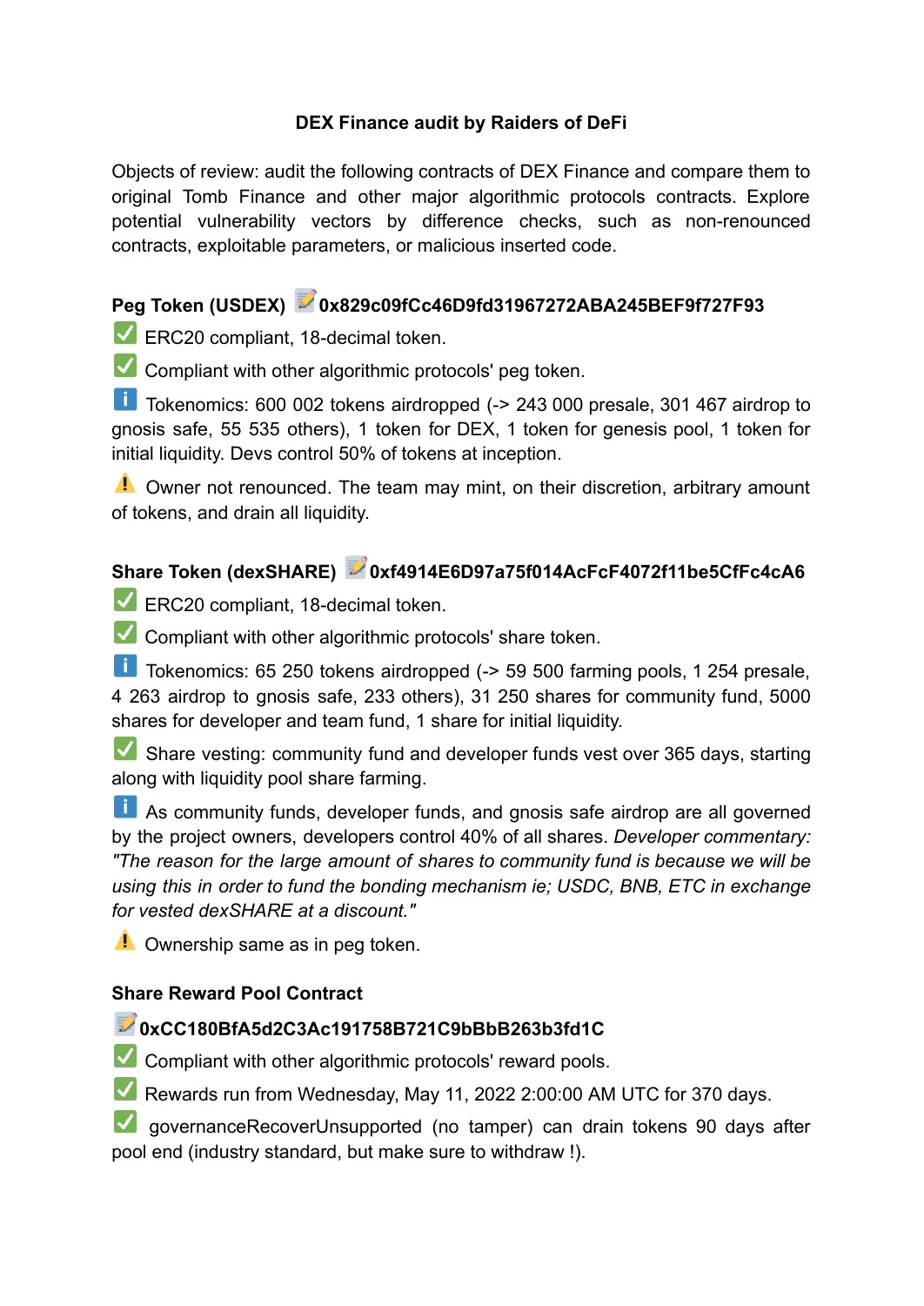# DEX Finance audit by Raiders of DeFi

Objects of review: audit the following contracts of DEX Finance and compare them to original Tomb Finance and other major algorithmic protocols contracts. Explore potential vulnerability vectors by difference checks, such as non-renounced contracts, exploitable parameters, or malicious inserted code.

## Peg Token (USDEX) 📝 0x829c09fCc46D9fd31967272ABA245BEF9f727F93

✅ ERC20 compliant, 18-decimal token.

✅ Compliant with other algorithmic protocols' peg token.

ℹ️ Tokenomics: 600 002 tokens airdropped (-> 243 000 presale, 301 467 airdrop to gnosis safe, 55 535 others), 1 token for DEX, 1 token for genesis pool, 1 token for initial liquidity. Devs control 50% of tokens at inception.

⚠️ Owner not renounced. The team may mint, on their discretion, arbitrary amount of tokens, and drain all liquidity.

## Share Token (dexSHARE) 📝 0xf4914E6D97a75f014AcFcF4072f11be5CfFc4cA6

✅ ERC20 compliant, 18-decimal token.

✅ Compliant with other algorithmic protocols' share token.

ℹ️ Tokenomics: 65 250 tokens airdropped (-> 59 500 farming pools, 1 254 presale, 4 263 airdrop to gnosis safe, 233 others), 31 250 shares for community fund, 5000 shares for developer and team fund, 1 share for initial liquidity.

✅ Share vesting: community fund and developer funds vest over 365 days, starting along with liquidity pool share farming.

ℹ️ As community funds, developer funds, and gnosis safe airdrop are all governed by the project owners, developers control 40% of all shares. *Developer commentary: "The reason for the large amount of shares to community fund is because we will be using this in order to fund the bonding mechanism ie; USDC, BNB, ETC in exchange for vested dexSHARE at a discount."*

⚠️ Ownership same as in peg token.

## Share Reward Pool Contract

📝 0xCC180BfA5d2C3Ac191758B721C9bBbB263b3fd1C

✅ Compliant with other algorithmic protocols' reward pools.

✅ Rewards run from Wednesday, May 11, 2022 2:00:00 AM UTC for 370 days.

✅ governanceRecoverUnsupported (no tamper) can drain tokens 90 days after pool end (industry standard, but make sure to withdraw !).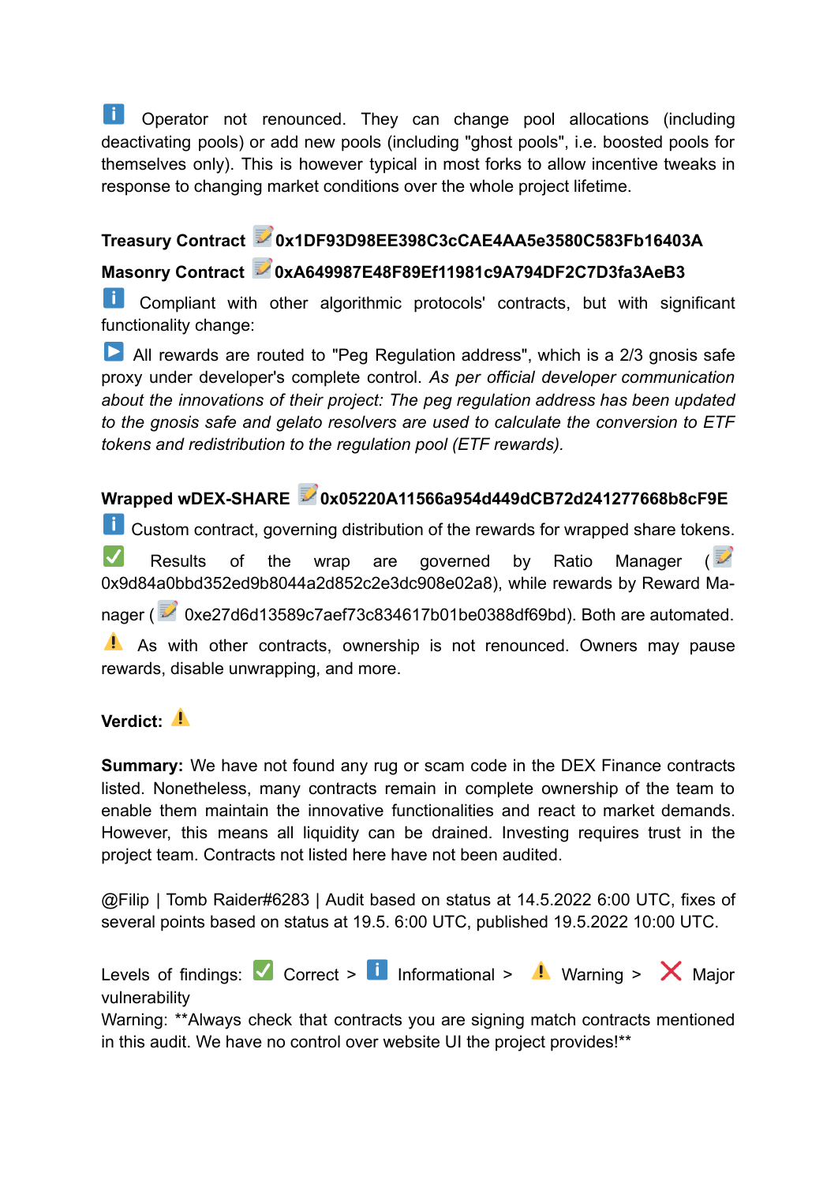ℹ️ Operator not renounced. They can change pool allocations (including deactivating pools) or add new pools (including "ghost pools", i.e. boosted pools for themselves only). This is however typical in most forks to allow incentive tweaks in response to changing market conditions over the whole project lifetime.

**Treasury Contract** 📝 **0x1DF93D98EE398C3cCAE4AA5e3580C583Fb16403A**

**Masonry Contract** 📝 **0xA649987E48F89Ef11981c9A794DF2C7D3fa3AeB3**

ℹ️ Compliant with other algorithmic protocols' contracts, but with significant functionality change:

▶️ All rewards are routed to "Peg Regulation address", which is a 2/3 gnosis safe proxy under developer's complete control. *As per official developer communication about the innovations of their project: The peg regulation address has been updated to the gnosis safe and gelato resolvers are used to calculate the conversion to ETF tokens and redistribution to the regulation pool (ETF rewards).*

**Wrapped wDEX-SHARE** 📝 **0x05220A11566a954d449dCB72d241277668b8cF9E**

ℹ️ Custom contract, governing distribution of the rewards for wrapped share tokens.

✅ Results of the wrap are governed by Ratio Manager (📝 0x9d84a0bbd352ed9b8044a2d852c2e3dc908e02a8), while rewards by Reward Manager (📝 0xe27d6d13589c7aef73c834617b01be0388df69bd). Both are automated.

⚠️ As with other contracts, ownership is not renounced. Owners may pause rewards, disable unwrapping, and more.

**Verdict:** ⚠️

**Summary:** We have not found any rug or scam code in the DEX Finance contracts listed. Nonetheless, many contracts remain in complete ownership of the team to enable them maintain the innovative functionalities and react to market demands. However, this means all liquidity can be drained. Investing requires trust in the project team. Contracts not listed here have not been audited.

@Filip | Tomb Raider#6283 | Audit based on status at 14.5.2022 6:00 UTC, fixes of several points based on status at 19.5. 6:00 UTC, published 19.5.2022 10:00 UTC.

Levels of findings: ✅ Correct > ℹ️ Informational > ⚠️ Warning > ❌ Major vulnerability

Warning: **Always check that contracts you are signing match contracts mentioned in this audit. We have no control over website UI the project provides!**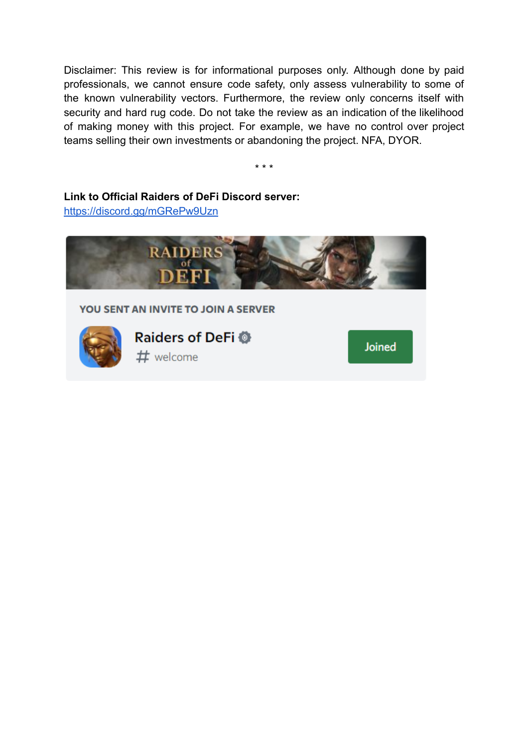Disclaimer: This review is for informational purposes only. Although done by paid professionals, we cannot ensure code safety, only assess vulnerability to some of the known vulnerability vectors. Furthermore, the review only concerns itself with security and hard rug code. Do not take the review as an indication of the likelihood of making money with this project. For example, we have no control over project teams selling their own investments or abandoning the project. NFA, DYOR.

\* \* \*

**Link to Official Raiders of DeFi Discord server:**
https://discord.gg/mGRePw9Uzn